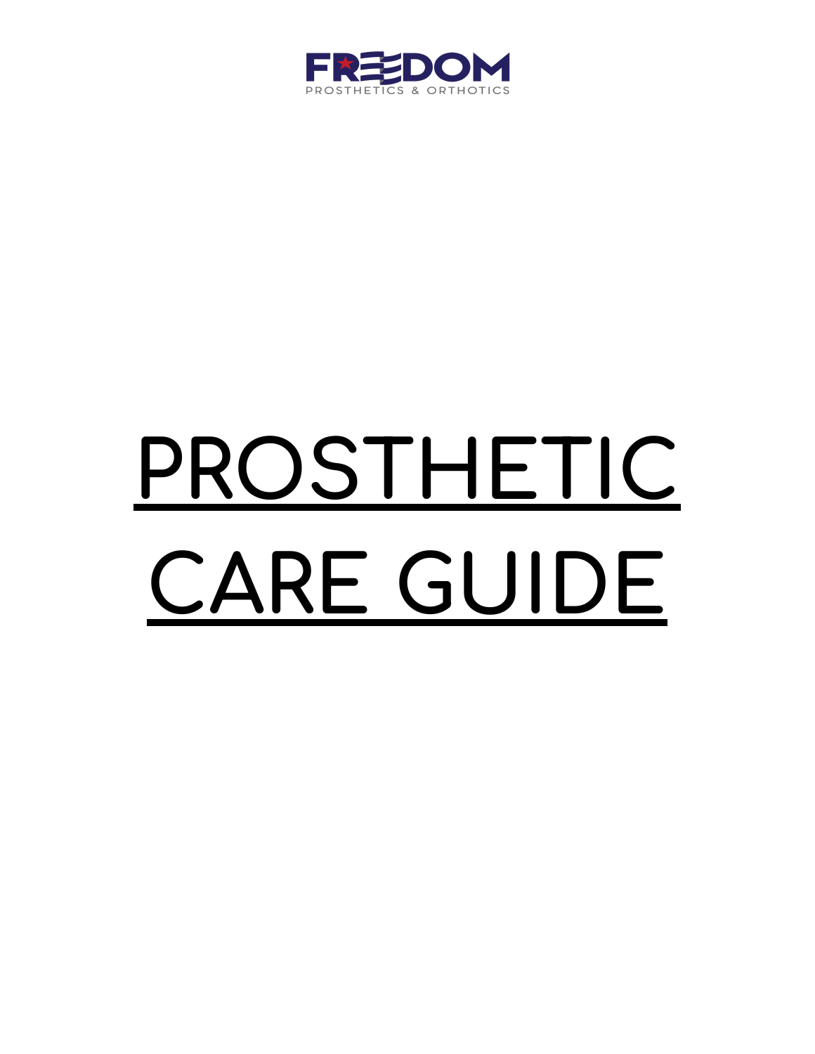FREEDOM
PROSTHETICS & ORTHOTICS

# PROSTHETIC CARE GUIDE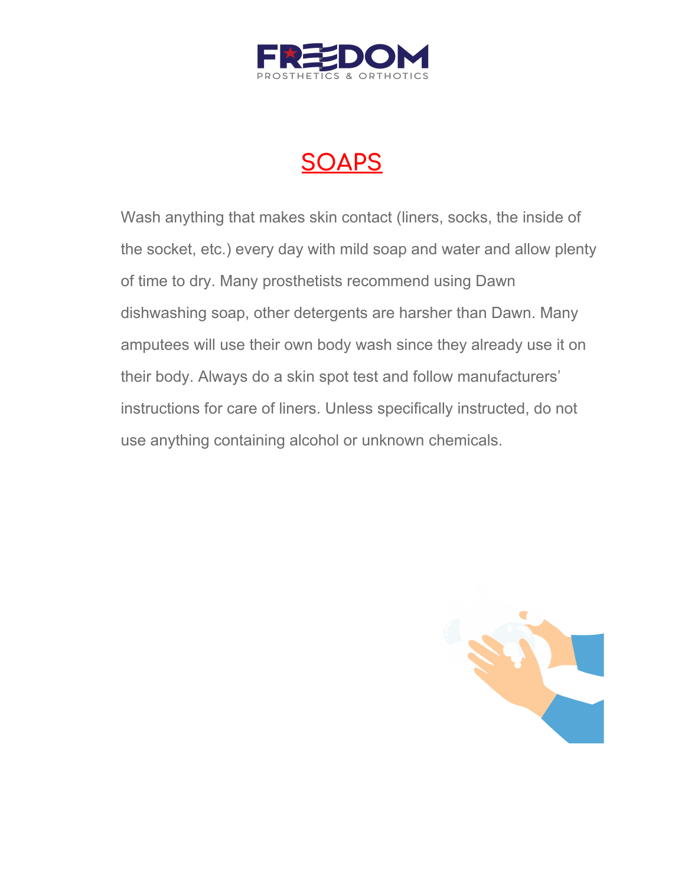# SOAPS

Wash anything that makes skin contact (liners, socks, the inside of the socket, etc.) every day with mild soap and water and allow plenty of time to dry. Many prosthetists recommend using Dawn dishwashing soap, other detergents are harsher than Dawn. Many amputees will use their own body wash since they already use it on their body. Always do a skin spot test and follow manufacturers' instructions for care of liners. Unless specifically instructed, do not use anything containing alcohol or unknown chemicals.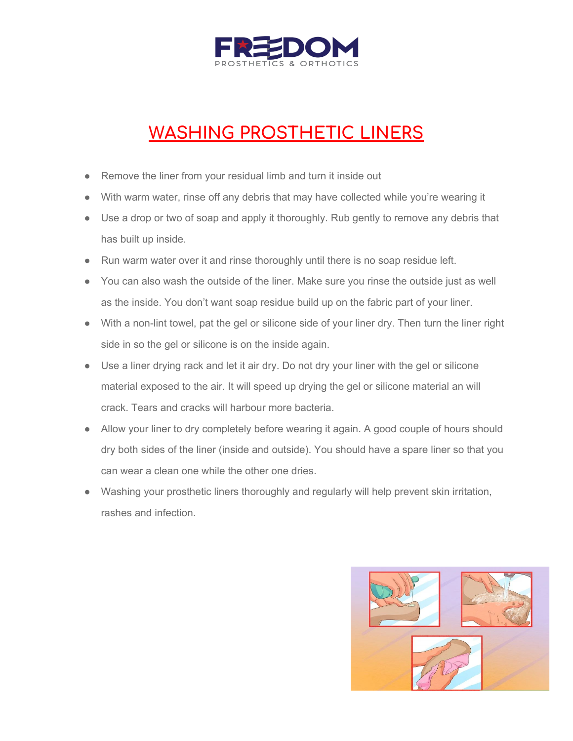# WASHING PROSTHETIC LINERS

- Remove the liner from your residual limb and turn it inside out
- With warm water, rinse off any debris that may have collected while you're wearing it
- Use a drop or two of soap and apply it thoroughly. Rub gently to remove any debris that has built up inside.
- Run warm water over it and rinse thoroughly until there is no soap residue left.
- You can also wash the outside of the liner. Make sure you rinse the outside just as well as the inside. You don't want soap residue build up on the fabric part of your liner.
- With a non-lint towel, pat the gel or silicone side of your liner dry. Then turn the liner right side in so the gel or silicone is on the inside again.
- Use a liner drying rack and let it air dry. Do not dry your liner with the gel or silicone material exposed to the air. It will speed up drying the gel or silicone material an will crack. Tears and cracks will harbour more bacteria.
- Allow your liner to dry completely before wearing it again. A good couple of hours should dry both sides of the liner (inside and outside). You should have a spare liner so that you can wear a clean one while the other one dries.
- Washing your prosthetic liners thoroughly and regularly will help prevent skin irritation, rashes and infection.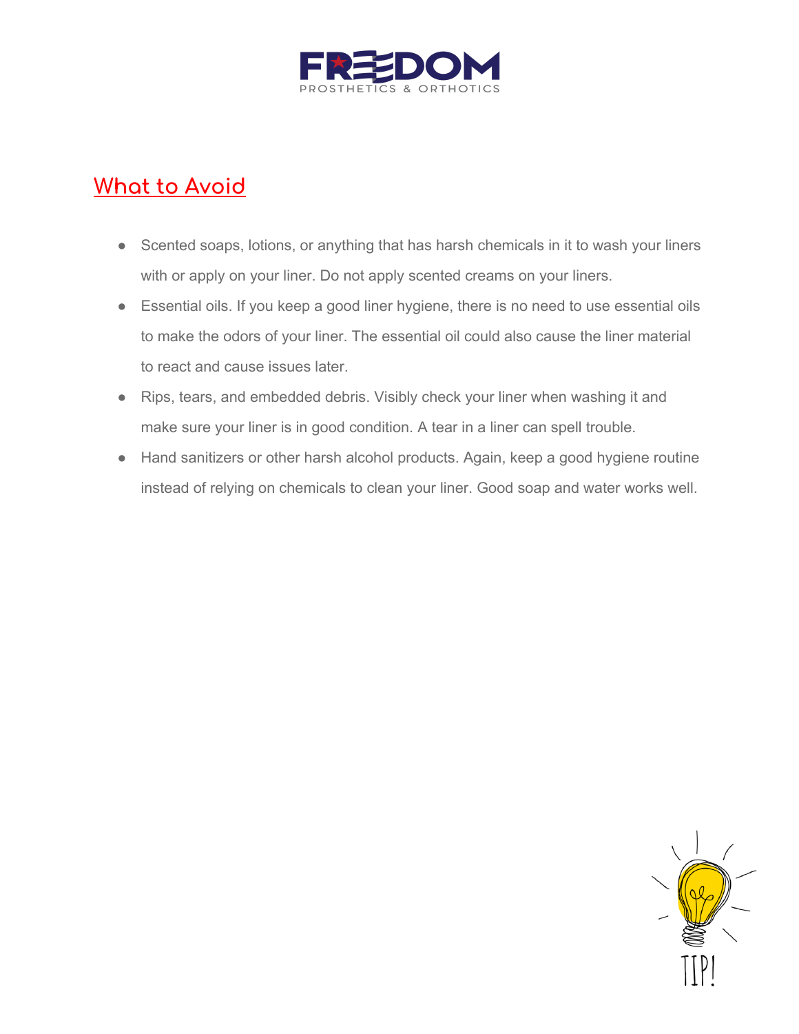## What to Avoid

- Scented soaps, lotions, or anything that has harsh chemicals in it to wash your liners with or apply on your liner. Do not apply scented creams on your liners.
- Essential oils. If you keep a good liner hygiene, there is no need to use essential oils to make the odors of your liner. The essential oil could also cause the liner material to react and cause issues later.
- Rips, tears, and embedded debris. Visibly check your liner when washing it and make sure your liner is in good condition. A tear in a liner can spell trouble.
- Hand sanitizers or other harsh alcohol products. Again, keep a good hygiene routine instead of relying on chemicals to clean your liner. Good soap and water works well.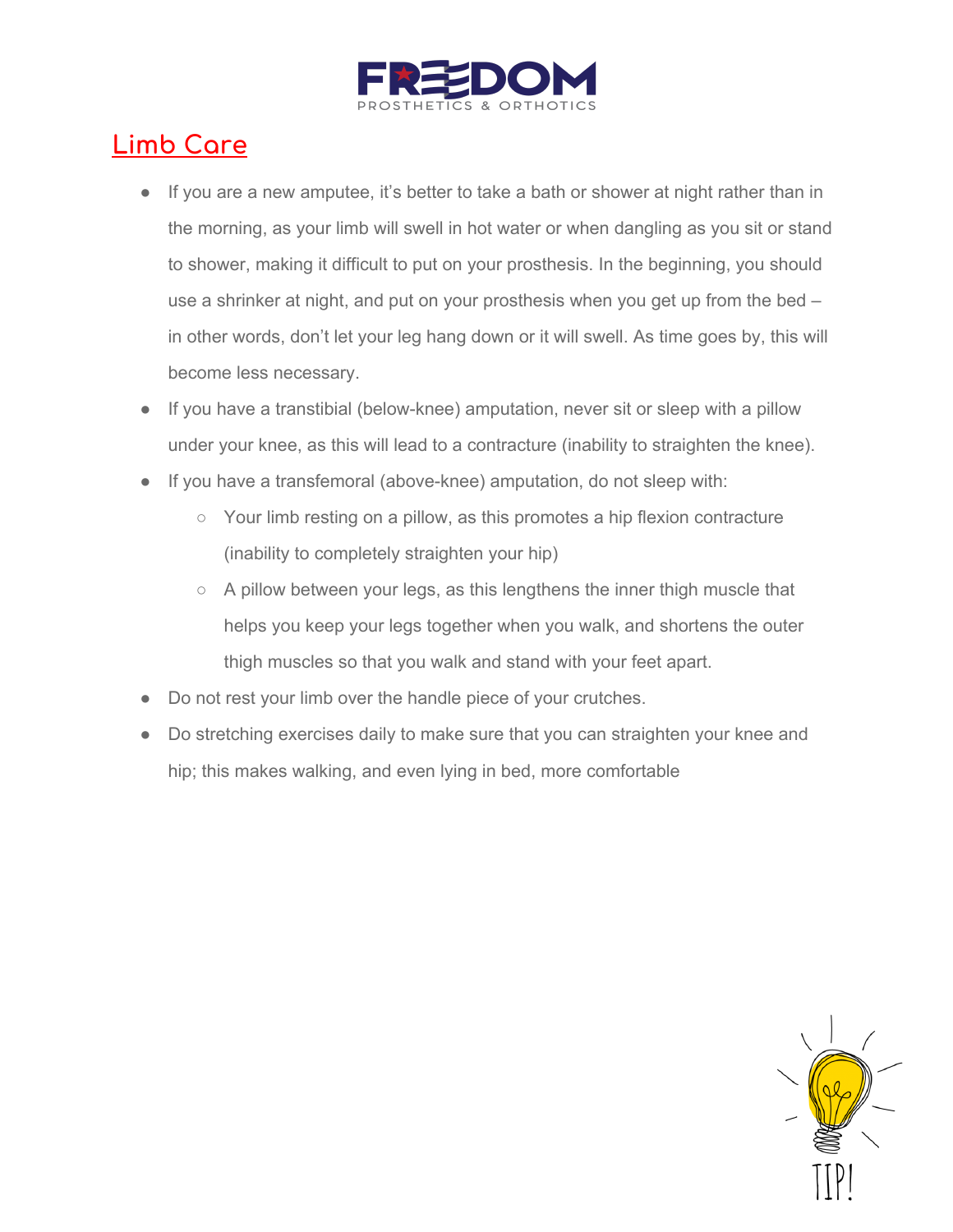## Limb Care

- If you are a new amputee, it's better to take a bath or shower at night rather than in the morning, as your limb will swell in hot water or when dangling as you sit or stand to shower, making it difficult to put on your prosthesis. In the beginning, you should use a shrinker at night, and put on your prosthesis when you get up from the bed – in other words, don't let your leg hang down or it will swell. As time goes by, this will become less necessary.
- If you have a transtibial (below-knee) amputation, never sit or sleep with a pillow under your knee, as this will lead to a contracture (inability to straighten the knee).
- If you have a transfemoral (above-knee) amputation, do not sleep with:
  - Your limb resting on a pillow, as this promotes a hip flexion contracture (inability to completely straighten your hip)
  - A pillow between your legs, as this lengthens the inner thigh muscle that helps you keep your legs together when you walk, and shortens the outer thigh muscles so that you walk and stand with your feet apart.
- Do not rest your limb over the handle piece of your crutches.
- Do stretching exercises daily to make sure that you can straighten your knee and hip; this makes walking, and even lying in bed, more comfortable

TIP!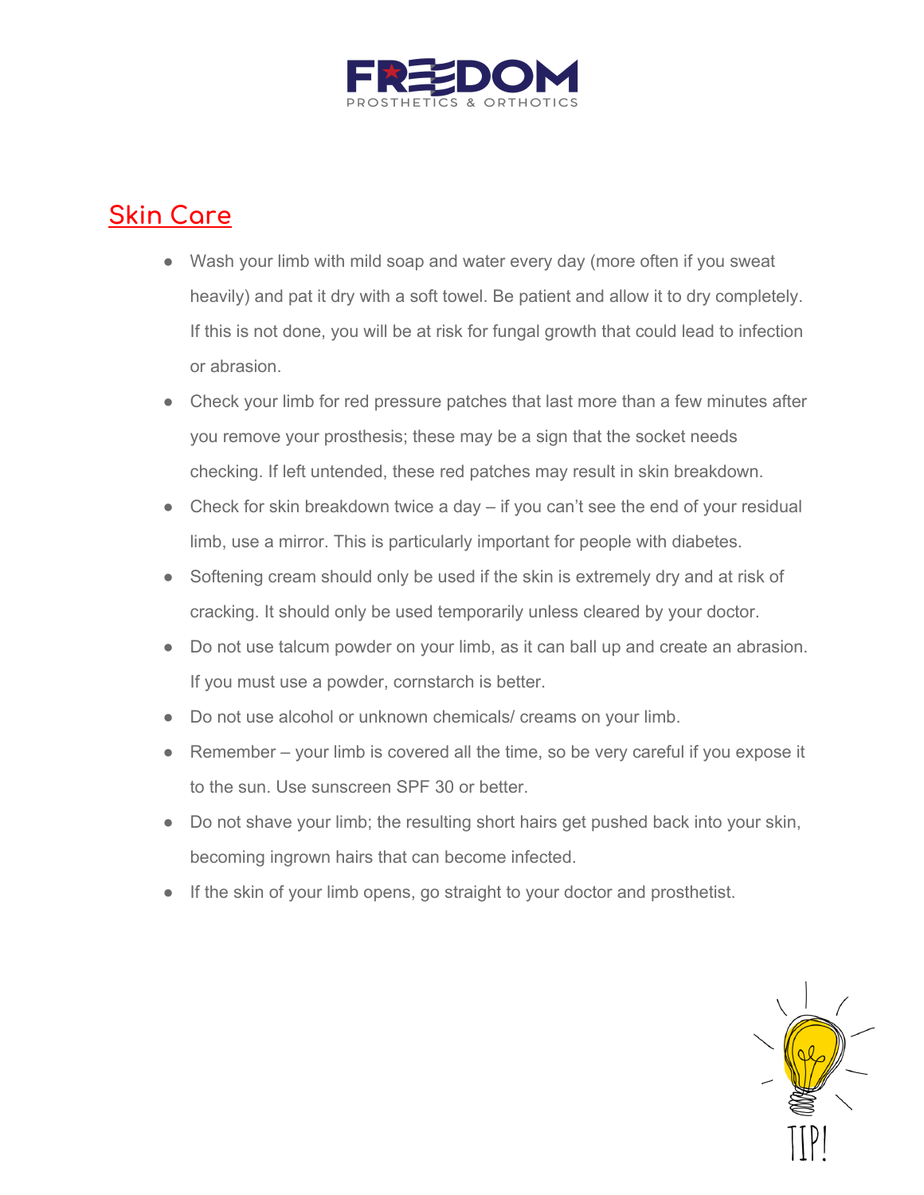## Skin Care

- Wash your limb with mild soap and water every day (more often if you sweat heavily) and pat it dry with a soft towel. Be patient and allow it to dry completely. If this is not done, you will be at risk for fungal growth that could lead to infection or abrasion.
- Check your limb for red pressure patches that last more than a few minutes after you remove your prosthesis; these may be a sign that the socket needs checking. If left untended, these red patches may result in skin breakdown.
- Check for skin breakdown twice a day – if you can't see the end of your residual limb, use a mirror. This is particularly important for people with diabetes.
- Softening cream should only be used if the skin is extremely dry and at risk of cracking. It should only be used temporarily unless cleared by your doctor.
- Do not use talcum powder on your limb, as it can ball up and create an abrasion. If you must use a powder, cornstarch is better.
- Do not use alcohol or unknown chemicals/ creams on your limb.
- Remember – your limb is covered all the time, so be very careful if you expose it to the sun. Use sunscreen SPF 30 or better.
- Do not shave your limb; the resulting short hairs get pushed back into your skin, becoming ingrown hairs that can become infected.
- If the skin of your limb opens, go straight to your doctor and prosthetist.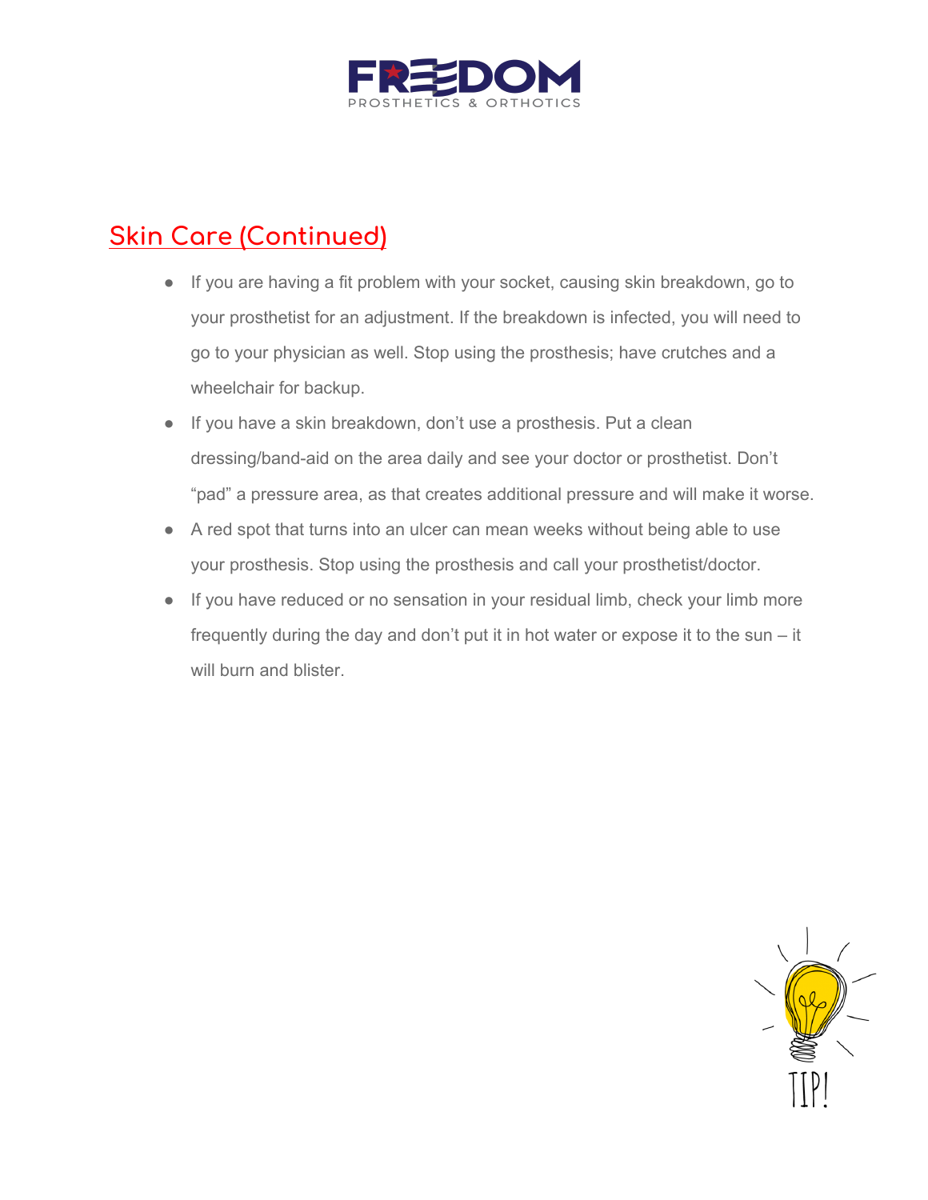## Skin Care (Continued)

- If you are having a fit problem with your socket, causing skin breakdown, go to your prosthetist for an adjustment. If the breakdown is infected, you will need to go to your physician as well. Stop using the prosthesis; have crutches and a wheelchair for backup.
- If you have a skin breakdown, don't use a prosthesis. Put a clean dressing/band-aid on the area daily and see your doctor or prosthetist. Don't "pad" a pressure area, as that creates additional pressure and will make it worse.
- A red spot that turns into an ulcer can mean weeks without being able to use your prosthesis. Stop using the prosthesis and call your prosthetist/doctor.
- If you have reduced or no sensation in your residual limb, check your limb more frequently during the day and don't put it in hot water or expose it to the sun – it will burn and blister.

TIP!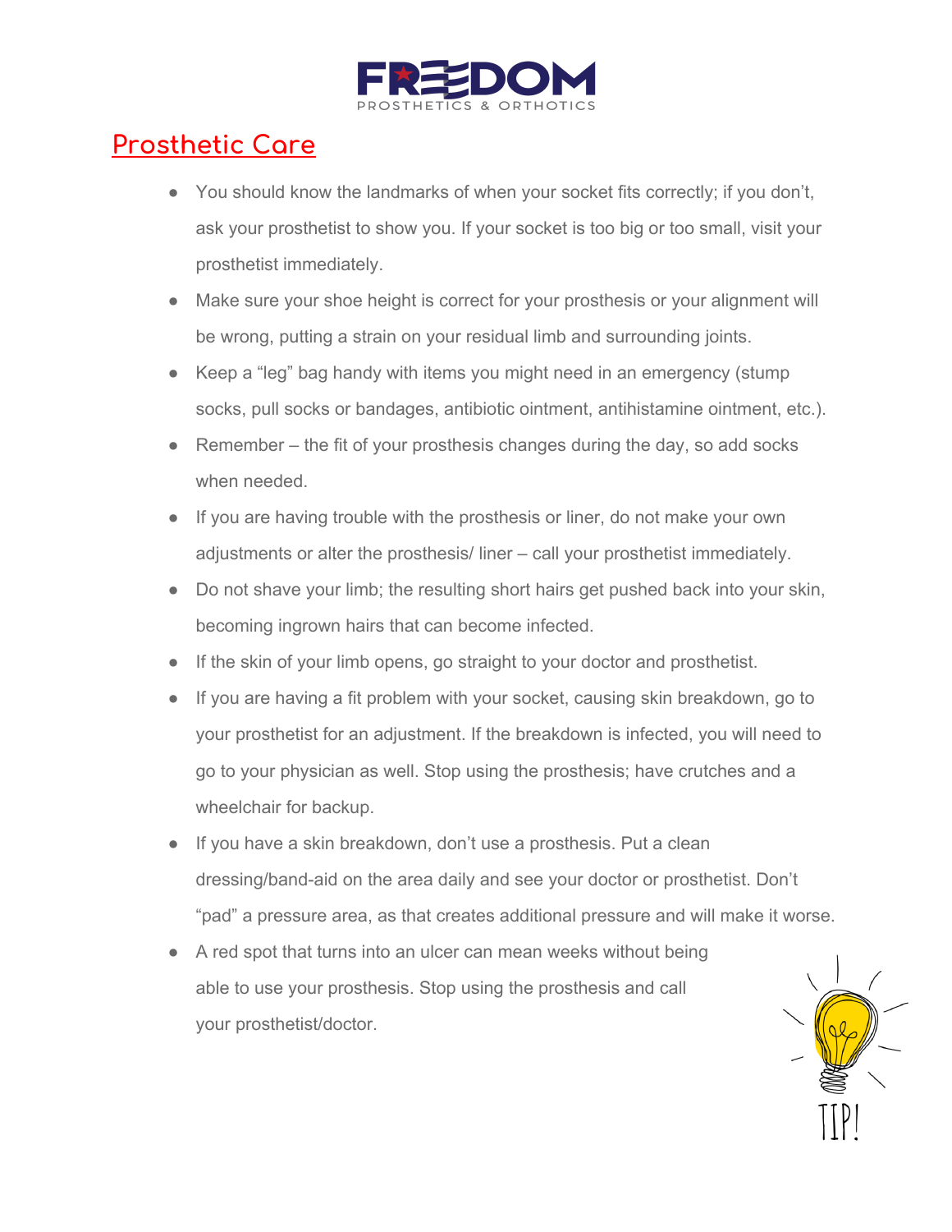# Prosthetic Care

- You should know the landmarks of when your socket fits correctly; if you don't, ask your prosthetist to show you. If your socket is too big or too small, visit your prosthetist immediately.
- Make sure your shoe height is correct for your prosthesis or your alignment will be wrong, putting a strain on your residual limb and surrounding joints.
- Keep a "leg" bag handy with items you might need in an emergency (stump socks, pull socks or bandages, antibiotic ointment, antihistamine ointment, etc.).
- Remember – the fit of your prosthesis changes during the day, so add socks when needed.
- If you are having trouble with the prosthesis or liner, do not make your own adjustments or alter the prosthesis/ liner – call your prosthetist immediately.
- Do not shave your limb; the resulting short hairs get pushed back into your skin, becoming ingrown hairs that can become infected.
- If the skin of your limb opens, go straight to your doctor and prosthetist.
- If you are having a fit problem with your socket, causing skin breakdown, go to your prosthetist for an adjustment. If the breakdown is infected, you will need to go to your physician as well. Stop using the prosthesis; have crutches and a wheelchair for backup.
- If you have a skin breakdown, don't use a prosthesis. Put a clean dressing/band-aid on the area daily and see your doctor or prosthetist. Don't "pad" a pressure area, as that creates additional pressure and will make it worse.
- A red spot that turns into an ulcer can mean weeks without being able to use your prosthesis. Stop using the prosthesis and call your prosthetist/doctor.